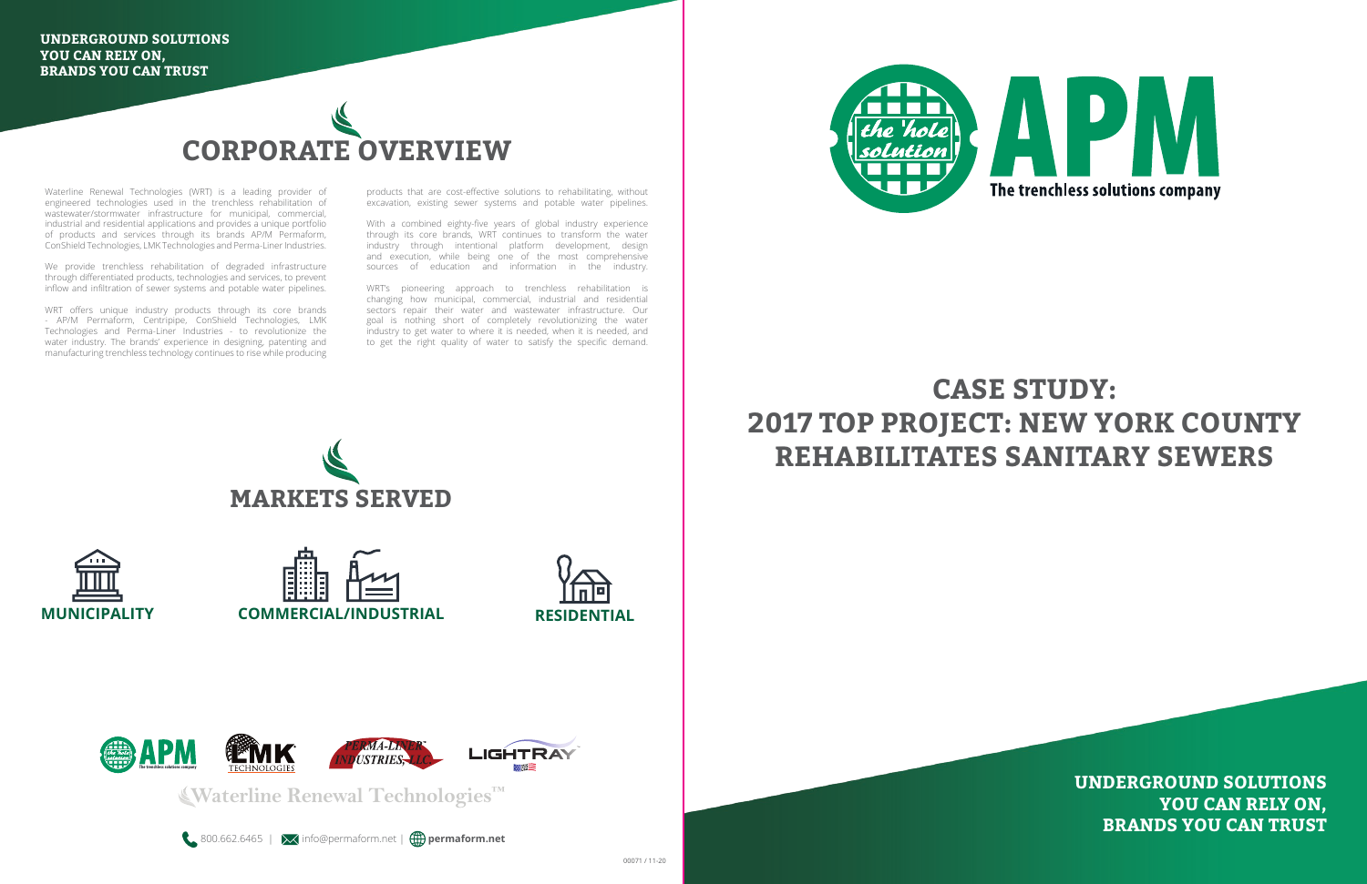**UNDERGROUND SOLUTIONS YOU CAN RELY ON, BRANDS YOU CAN TRUST**

# CORPORATE OVERVIEW

Waterline Renewal Technologies (WRT) is a leading provider of engineered technologies used in the trenchless rehabilitation of wastewater/stormwater infrastructure for municipal, commercial, industrial and residential applications and provides a unique portfolio of products and services through its brands AP/M Permaform, ConShield Technologies, LMK Technologies and Perma-Liner Industries.

We provide trenchless rehabilitation of degraded infrastructure through differentiated products, technologies and services, to prevent inflow and infiltration of sewer systems and potable water pipelines.

WRT offers unique industry products through its core brands - AP/M Permaform, Centripipe, ConShield Technologies, LMK Technologies and Perma-Liner Industries - to revolutionize the water industry. The brands' experience in designing, patenting and manufacturing trenchless technology continues to rise while producing products that are cost-effective solutions to rehabilitating, without excavation, existing sewer systems and potable water pipelines.

With a combined eighty-five years of global industry experience through its core brands, WRT continues to transform the water industry through intentional platform development, design and execution, while being one of the most comprehensive sources of education and information in the industry.

WRT's pioneering approach to trenchless rehabilitation is changing how municipal, commercial, industrial and residential sectors repair their water and wastewater infrastructure. Our goal is nothing short of completely revolutionizing the water industry to get water to where it is needed, when it is needed, and to get the right quality of water to satisfy the specific demand.

# MARKETS SERVED

**MUNICIPALITY** | **COMMERCIAL/INDUSTRIAL** | **RESIDENTIAL**

APM | LMK TECHNOLOGIES | PERMA-LINER INDUSTRIES, LLC | LIGHTRAY

Waterline Renewal Technologies™

800.662.6465 | info@permaform.net | **permaform.net**

00071 / 11-20

the 'hole solution

APM

The trenchless solutions company

# CASE STUDY: 2017 TOP PROJECT: NEW YORK COUNTY REHABILITATES SANITARY SEWERS

**UNDERGROUND SOLUTIONS YOU CAN RELY ON, BRANDS YOU CAN TRUST**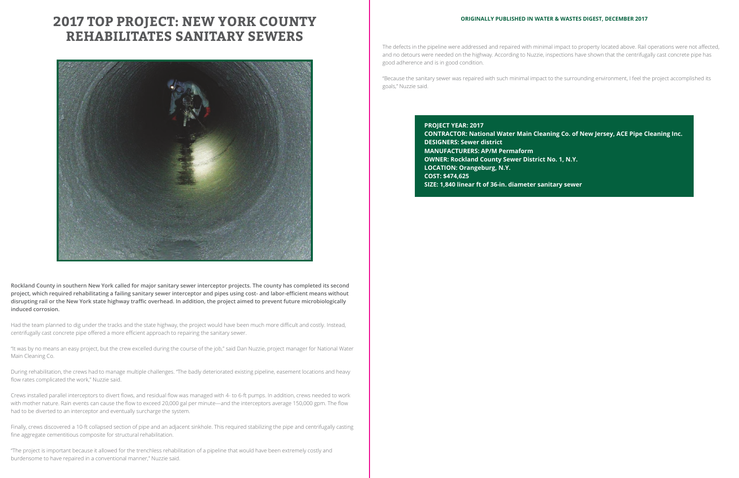# 2017 TOP PROJECT: NEW YORK COUNTY REHABILITATES SANITARY SEWERS

**ORIGINALLY PUBLISHED IN WATER & WASTES DIGEST, DECEMBER 2017**

**Rockland County in southern New York called for major sanitary sewer interceptor projects. The county has completed its second project, which required rehabilitating a failing sanitary sewer interceptor and pipes using cost- and labor-efficient means without disrupting rail or the New York state highway traffic overhead. In addition, the project aimed to prevent future microbiologically induced corrosion.**

Had the team planned to dig under the tracks and the state highway, the project would have been much more difficult and costly. Instead, centrifugally cast concrete pipe offered a more efficient approach to repairing the sanitary sewer.

"It was by no means an easy project, but the crew excelled during the course of the job," said Dan Nuzzie, project manager for National Water Main Cleaning Co.

During rehabilitation, the crews had to manage multiple challenges. "The badly deteriorated existing pipeline, easement locations and heavy flow rates complicated the work," Nuzzie said.

Crews installed parallel interceptors to divert flows, and residual flow was managed with 4- to 6-ft pumps. In addition, crews needed to work with mother nature. Rain events can cause the flow to exceed 20,000 gal per minute—and the interceptors average 150,000 gpm. The flow had to be diverted to an interceptor and eventually surcharge the system.

Finally, crews discovered a 10-ft collapsed section of pipe and an adjacent sinkhole. This required stabilizing the pipe and centrifugally casting fine aggregate cementitious composite for structural rehabilitation.

"The project is important because it allowed for the trenchless rehabilitation of a pipeline that would have been extremely costly and burdensome to have repaired in a conventional manner," Nuzzie said.

The defects in the pipeline were addressed and repaired with minimal impact to property located above. Rail operations were not affected, and no detours were needed on the highway. According to Nuzzie, inspections have shown that the centrifugally cast concrete pipe has good adherence and is in good condition.

"Because the sanitary sewer was repaired with such minimal impact to the surrounding environment, I feel the project accomplished its goals," Nuzzie said.

**PROJECT YEAR: 2017**
**CONTRACTOR: National Water Main Cleaning Co. of New Jersey, ACE Pipe Cleaning Inc.**
**DESIGNERS: Sewer district**
**MANUFACTURERS: AP/M Permaform**
**OWNER: Rockland County Sewer District No. 1, N.Y.**
**LOCATION: Orangeburg, N.Y.**
**COST: $474,625**
**SIZE: 1,840 linear ft of 36-in. diameter sanitary sewer**